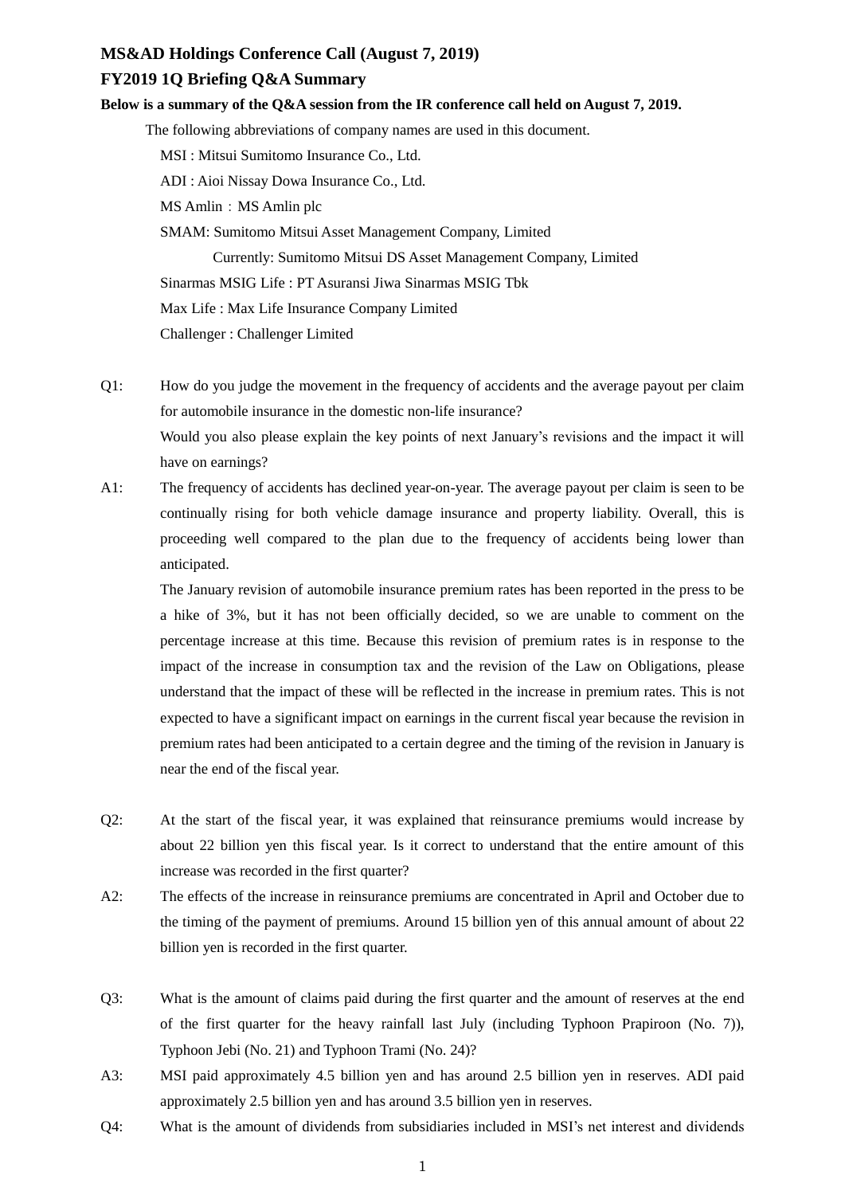# MS&AD Holdings Conference Call (August 7, 2019)

## FY2019 1Q Briefing Q&A Summary

**Below is a summary of the Q&A session from the IR conference call held on August 7, 2019.**

The following abbreviations of company names are used in this document.

MSI : Mitsui Sumitomo Insurance Co., Ltd.
ADI : Aioi Nissay Dowa Insurance Co., Ltd.
MS Amlin：MS Amlin plc
SMAM: Sumitomo Mitsui Asset Management Company, Limited
  Currently: Sumitomo Mitsui DS Asset Management Company, Limited
Sinarmas MSIG Life : PT Asuransi Jiwa Sinarmas MSIG Tbk
Max Life : Max Life Insurance Company Limited
Challenger : Challenger Limited

Q1: How do you judge the movement in the frequency of accidents and the average payout per claim for automobile insurance in the domestic non-life insurance?
Would you also please explain the key points of next January's revisions and the impact it will have on earnings?

A1: The frequency of accidents has declined year-on-year. The average payout per claim is seen to be continually rising for both vehicle damage insurance and property liability. Overall, this is proceeding well compared to the plan due to the frequency of accidents being lower than anticipated.
The January revision of automobile insurance premium rates has been reported in the press to be a hike of 3%, but it has not been officially decided, so we are unable to comment on the percentage increase at this time. Because this revision of premium rates is in response to the impact of the increase in consumption tax and the revision of the Law on Obligations, please understand that the impact of these will be reflected in the increase in premium rates. This is not expected to have a significant impact on earnings in the current fiscal year because the revision in premium rates had been anticipated to a certain degree and the timing of the revision in January is near the end of the fiscal year.

Q2: At the start of the fiscal year, it was explained that reinsurance premiums would increase by about 22 billion yen this fiscal year. Is it correct to understand that the entire amount of this increase was recorded in the first quarter?

A2: The effects of the increase in reinsurance premiums are concentrated in April and October due to the timing of the payment of premiums. Around 15 billion yen of this annual amount of about 22 billion yen is recorded in the first quarter.

Q3: What is the amount of claims paid during the first quarter and the amount of reserves at the end of the first quarter for the heavy rainfall last July (including Typhoon Prapiroon (No. 7)), Typhoon Jebi (No. 21) and Typhoon Trami (No. 24)?

A3: MSI paid approximately 4.5 billion yen and has around 2.5 billion yen in reserves. ADI paid approximately 2.5 billion yen and has around 3.5 billion yen in reserves.

Q4: What is the amount of dividends from subsidiaries included in MSI's net interest and dividends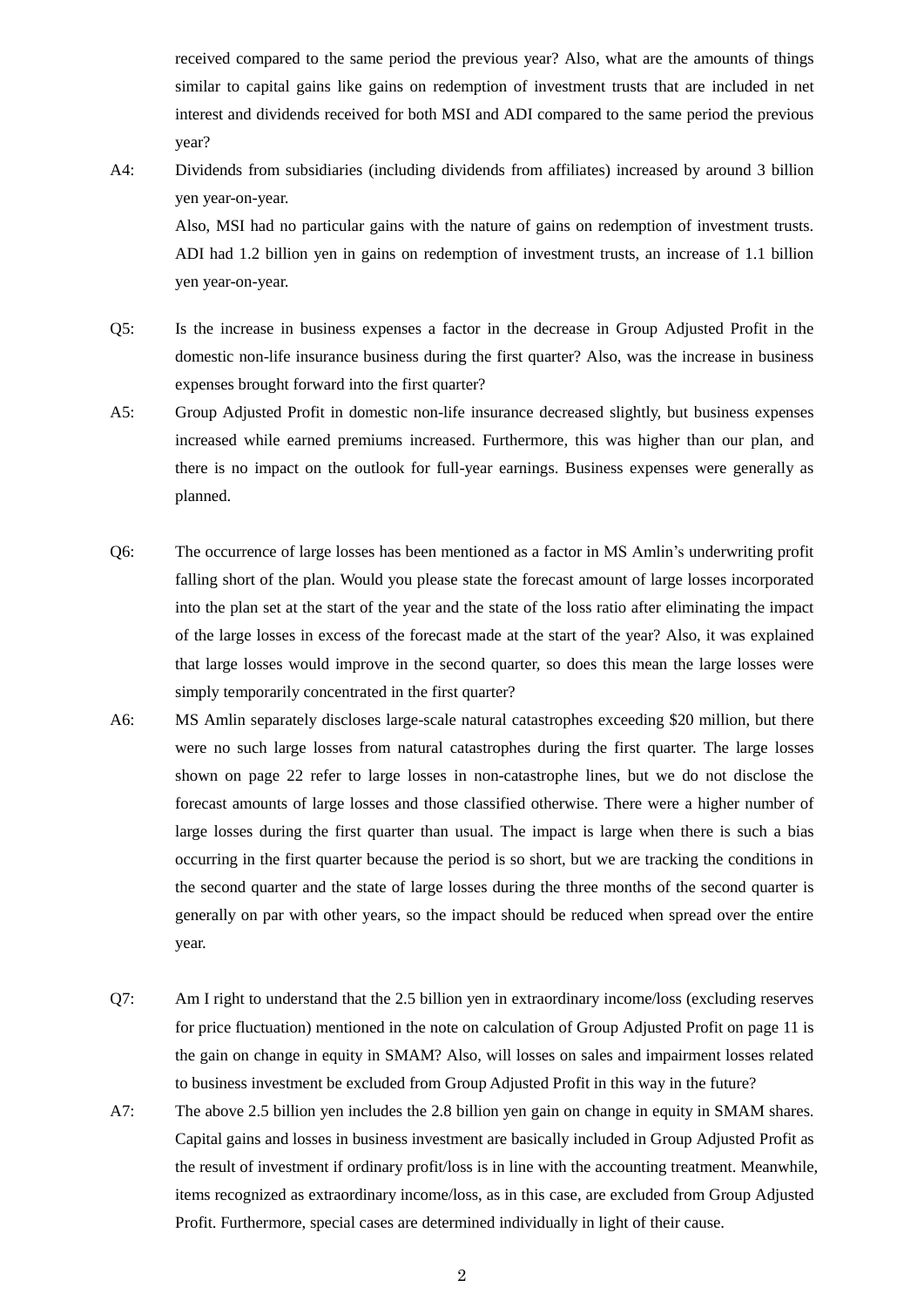received compared to the same period the previous year? Also, what are the amounts of things similar to capital gains like gains on redemption of investment trusts that are included in net interest and dividends received for both MSI and ADI compared to the same period the previous year?

A4: Dividends from subsidiaries (including dividends from affiliates) increased by around 3 billion yen year-on-year.

Also, MSI had no particular gains with the nature of gains on redemption of investment trusts. ADI had 1.2 billion yen in gains on redemption of investment trusts, an increase of 1.1 billion yen year-on-year.

Q5: Is the increase in business expenses a factor in the decrease in Group Adjusted Profit in the domestic non-life insurance business during the first quarter? Also, was the increase in business expenses brought forward into the first quarter?

A5: Group Adjusted Profit in domestic non-life insurance decreased slightly, but business expenses increased while earned premiums increased. Furthermore, this was higher than our plan, and there is no impact on the outlook for full-year earnings. Business expenses were generally as planned.

Q6: The occurrence of large losses has been mentioned as a factor in MS Amlin's underwriting profit falling short of the plan. Would you please state the forecast amount of large losses incorporated into the plan set at the start of the year and the state of the loss ratio after eliminating the impact of the large losses in excess of the forecast made at the start of the year? Also, it was explained that large losses would improve in the second quarter, so does this mean the large losses were simply temporarily concentrated in the first quarter?

A6: MS Amlin separately discloses large-scale natural catastrophes exceeding $20 million, but there were no such large losses from natural catastrophes during the first quarter. The large losses shown on page 22 refer to large losses in non-catastrophe lines, but we do not disclose the forecast amounts of large losses and those classified otherwise. There were a higher number of large losses during the first quarter than usual. The impact is large when there is such a bias occurring in the first quarter because the period is so short, but we are tracking the conditions in the second quarter and the state of large losses during the three months of the second quarter is generally on par with other years, so the impact should be reduced when spread over the entire year.

Q7: Am I right to understand that the 2.5 billion yen in extraordinary income/loss (excluding reserves for price fluctuation) mentioned in the note on calculation of Group Adjusted Profit on page 11 is the gain on change in equity in SMAM? Also, will losses on sales and impairment losses related to business investment be excluded from Group Adjusted Profit in this way in the future?

A7: The above 2.5 billion yen includes the 2.8 billion yen gain on change in equity in SMAM shares. Capital gains and losses in business investment are basically included in Group Adjusted Profit as the result of investment if ordinary profit/loss is in line with the accounting treatment. Meanwhile, items recognized as extraordinary income/loss, as in this case, are excluded from Group Adjusted Profit. Furthermore, special cases are determined individually in light of their cause.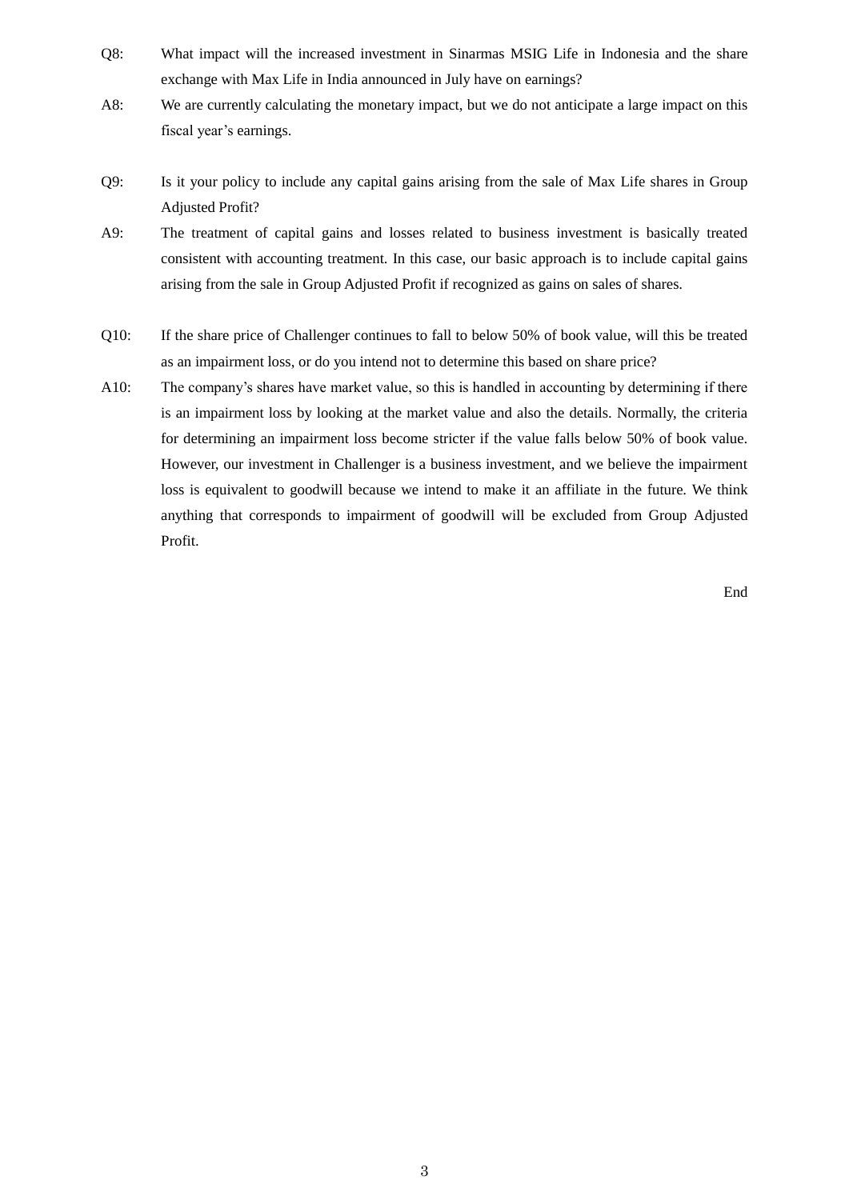Q8: What impact will the increased investment in Sinarmas MSIG Life in Indonesia and the share exchange with Max Life in India announced in July have on earnings?

A8: We are currently calculating the monetary impact, but we do not anticipate a large impact on this fiscal year's earnings.

Q9: Is it your policy to include any capital gains arising from the sale of Max Life shares in Group Adjusted Profit?

A9: The treatment of capital gains and losses related to business investment is basically treated consistent with accounting treatment. In this case, our basic approach is to include capital gains arising from the sale in Group Adjusted Profit if recognized as gains on sales of shares.

Q10: If the share price of Challenger continues to fall to below 50% of book value, will this be treated as an impairment loss, or do you intend not to determine this based on share price?

A10: The company's shares have market value, so this is handled in accounting by determining if there is an impairment loss by looking at the market value and also the details. Normally, the criteria for determining an impairment loss become stricter if the value falls below 50% of book value. However, our investment in Challenger is a business investment, and we believe the impairment loss is equivalent to goodwill because we intend to make it an affiliate in the future. We think anything that corresponds to impairment of goodwill will be excluded from Group Adjusted Profit.

End